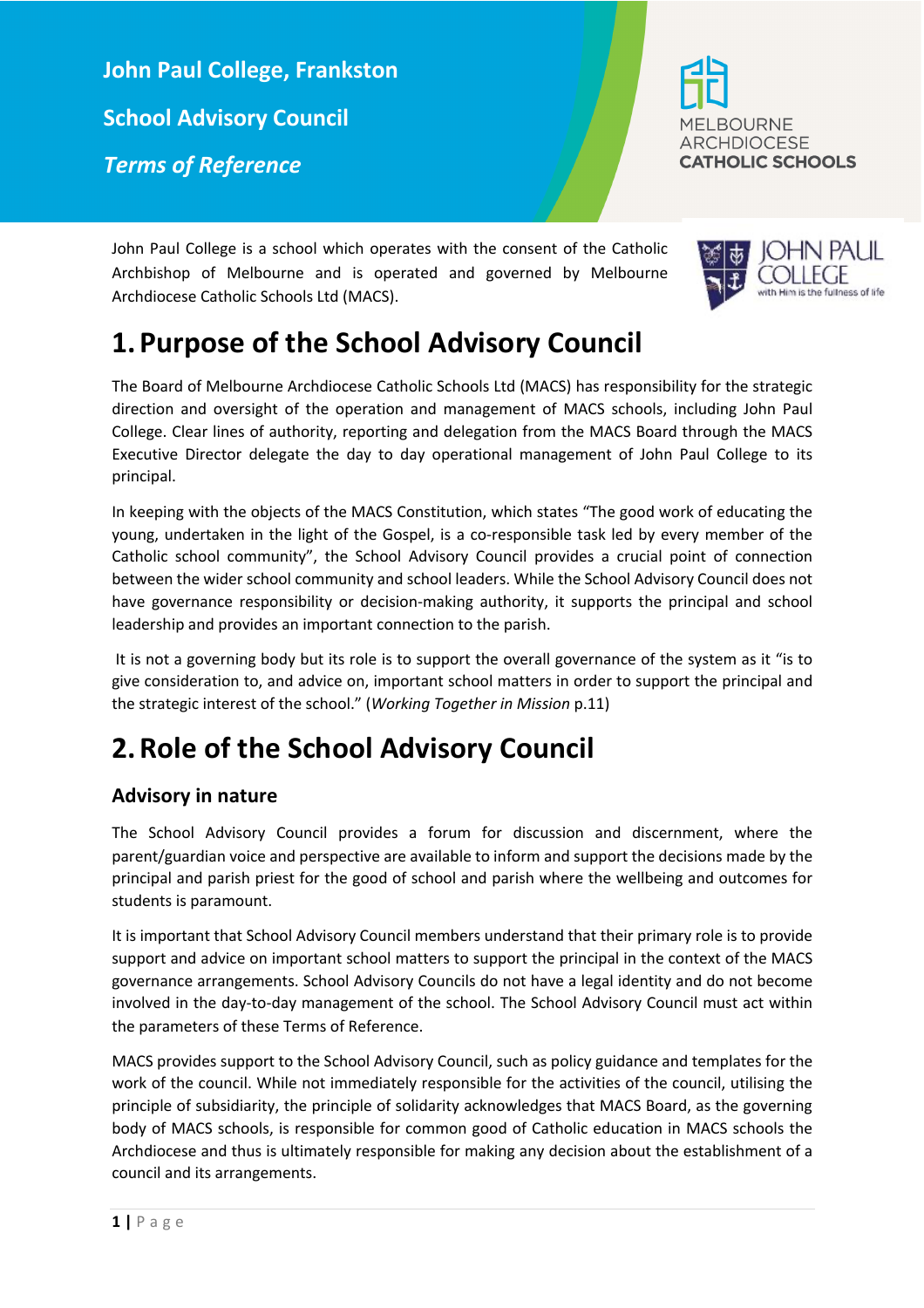# John Paul College, Frankston

## School Advisory Council

## *Terms of Reference*

MELBOURNE ARCHDIOCESE CATHOLIC SCHOOLS

John Paul College is a school which operates with the consent of the Catholic Archbishop of Melbourne and is operated and governed by Melbourne Archdiocese Catholic Schools Ltd (MACS).

JOHN PAUL COLLEGE
with Him is the fullness of life

# 1. Purpose of the School Advisory Council

The Board of Melbourne Archdiocese Catholic Schools Ltd (MACS) has responsibility for the strategic direction and oversight of the operation and management of MACS schools, including John Paul College. Clear lines of authority, reporting and delegation from the MACS Board through the MACS Executive Director delegate the day to day operational management of John Paul College to its principal.

In keeping with the objects of the MACS Constitution, which states "The good work of educating the young, undertaken in the light of the Gospel, is a co-responsible task led by every member of the Catholic school community", the School Advisory Council provides a crucial point of connection between the wider school community and school leaders. While the School Advisory Council does not have governance responsibility or decision-making authority, it supports the principal and school leadership and provides an important connection to the parish.

It is not a governing body but its role is to support the overall governance of the system as it "is to give consideration to, and advice on, important school matters in order to support the principal and the strategic interest of the school." (*Working Together in Mission* p.11)

# 2. Role of the School Advisory Council

## Advisory in nature

The School Advisory Council provides a forum for discussion and discernment, where the parent/guardian voice and perspective are available to inform and support the decisions made by the principal and parish priest for the good of school and parish where the wellbeing and outcomes for students is paramount.

It is important that School Advisory Council members understand that their primary role is to provide support and advice on important school matters to support the principal in the context of the MACS governance arrangements. School Advisory Councils do not have a legal identity and do not become involved in the day-to-day management of the school. The School Advisory Council must act within the parameters of these Terms of Reference.

MACS provides support to the School Advisory Council, such as policy guidance and templates for the work of the council. While not immediately responsible for the activities of the council, utilising the principle of subsidiarity, the principle of solidarity acknowledges that MACS Board, as the governing body of MACS schools, is responsible for common good of Catholic education in MACS schools the Archdiocese and thus is ultimately responsible for making any decision about the establishment of a council and its arrangements.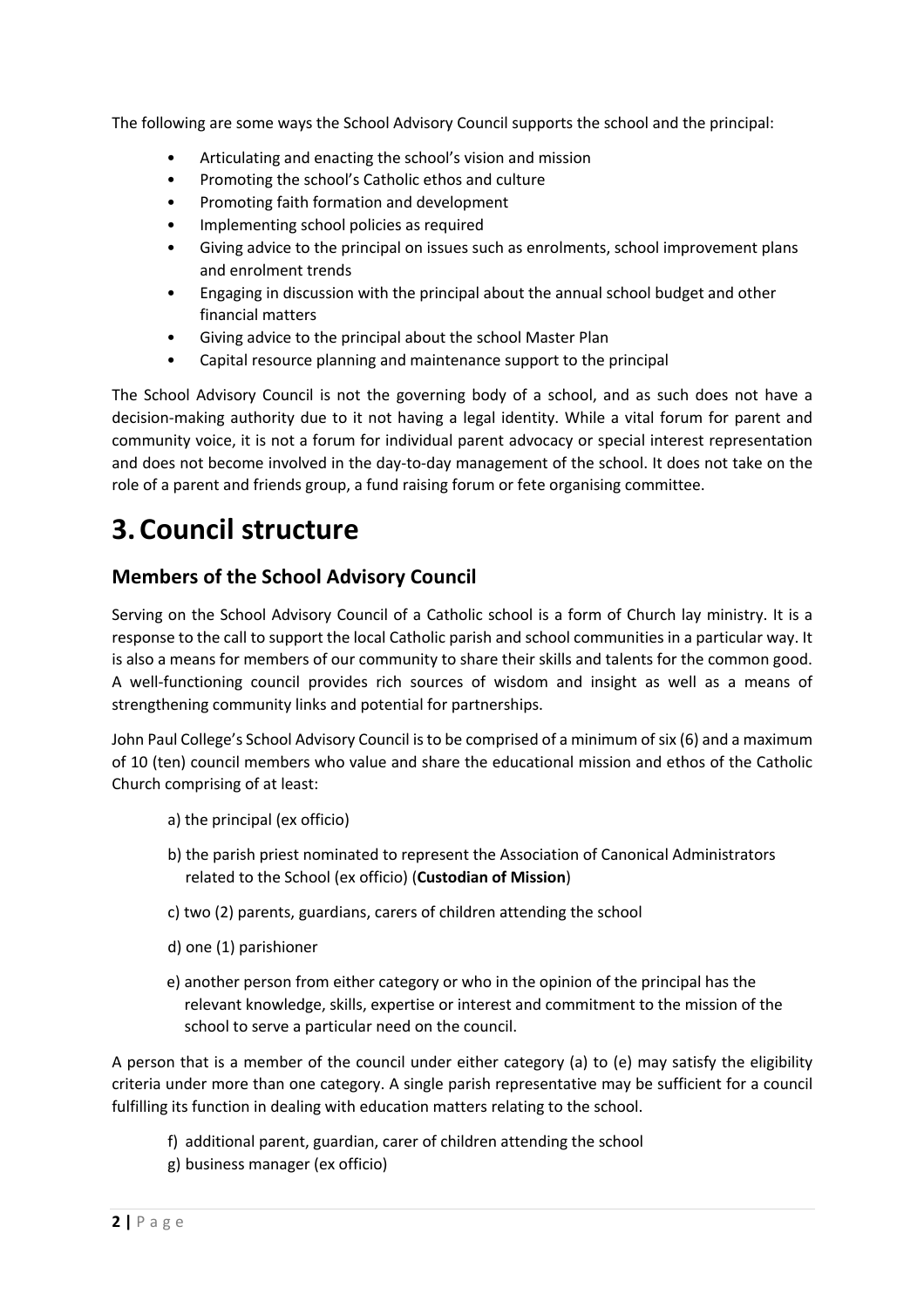The following are some ways the School Advisory Council supports the school and the principal:

- Articulating and enacting the school's vision and mission
- Promoting the school's Catholic ethos and culture
- Promoting faith formation and development
- Implementing school policies as required
- Giving advice to the principal on issues such as enrolments, school improvement plans and enrolment trends
- Engaging in discussion with the principal about the annual school budget and other financial matters
- Giving advice to the principal about the school Master Plan
- Capital resource planning and maintenance support to the principal

The School Advisory Council is not the governing body of a school, and as such does not have a decision-making authority due to it not having a legal identity. While a vital forum for parent and community voice, it is not a forum for individual parent advocacy or special interest representation and does not become involved in the day-to-day management of the school. It does not take on the role of a parent and friends group, a fund raising forum or fete organising committee.

# 3. Council structure

## Members of the School Advisory Council

Serving on the School Advisory Council of a Catholic school is a form of Church lay ministry. It is a response to the call to support the local Catholic parish and school communities in a particular way. It is also a means for members of our community to share their skills and talents for the common good. A well-functioning council provides rich sources of wisdom and insight as well as a means of strengthening community links and potential for partnerships.

John Paul College's School Advisory Council is to be comprised of a minimum of six (6) and a maximum of 10 (ten) council members who value and share the educational mission and ethos of the Catholic Church comprising of at least:

a) the principal (ex officio)

b) the parish priest nominated to represent the Association of Canonical Administrators related to the School (ex officio) (**Custodian of Mission**)

c) two (2) parents, guardians, carers of children attending the school

d) one (1) parishioner

e) another person from either category or who in the opinion of the principal has the relevant knowledge, skills, expertise or interest and commitment to the mission of the school to serve a particular need on the council.

A person that is a member of the council under either category (a) to (e) may satisfy the eligibility criteria under more than one category. A single parish representative may be sufficient for a council fulfilling its function in dealing with education matters relating to the school.

f) additional parent, guardian, carer of children attending the school

g) business manager (ex officio)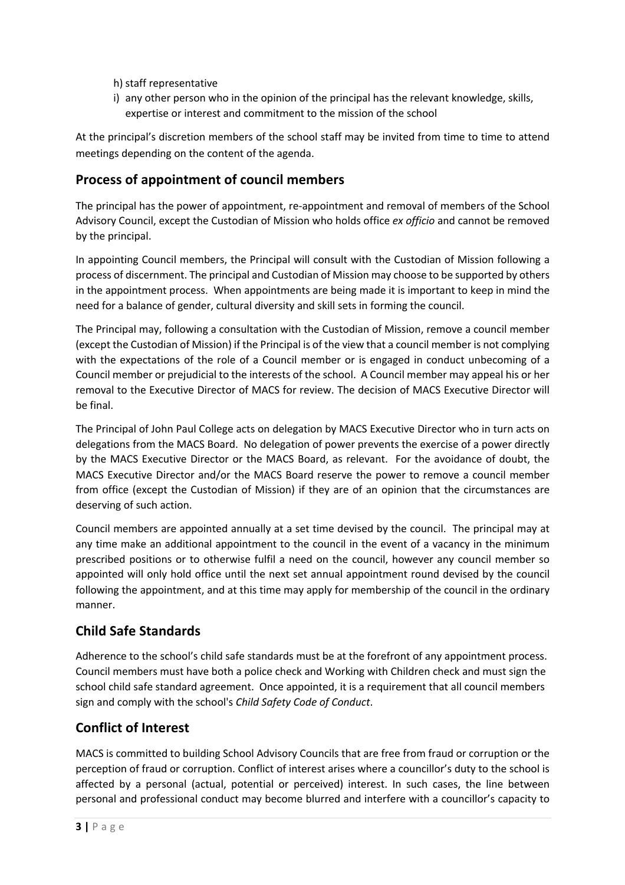h) staff representative

i) any other person who in the opinion of the principal has the relevant knowledge, skills, expertise or interest and commitment to the mission of the school

At the principal's discretion members of the school staff may be invited from time to time to attend meetings depending on the content of the agenda.

## Process of appointment of council members

The principal has the power of appointment, re-appointment and removal of members of the School Advisory Council, except the Custodian of Mission who holds office *ex officio* and cannot be removed by the principal.

In appointing Council members, the Principal will consult with the Custodian of Mission following a process of discernment. The principal and Custodian of Mission may choose to be supported by others in the appointment process. When appointments are being made it is important to keep in mind the need for a balance of gender, cultural diversity and skill sets in forming the council.

The Principal may, following a consultation with the Custodian of Mission, remove a council member (except the Custodian of Mission) if the Principal is of the view that a council member is not complying with the expectations of the role of a Council member or is engaged in conduct unbecoming of a Council member or prejudicial to the interests of the school. A Council member may appeal his or her removal to the Executive Director of MACS for review. The decision of MACS Executive Director will be final.

The Principal of John Paul College acts on delegation by MACS Executive Director who in turn acts on delegations from the MACS Board. No delegation of power prevents the exercise of a power directly by the MACS Executive Director or the MACS Board, as relevant. For the avoidance of doubt, the MACS Executive Director and/or the MACS Board reserve the power to remove a council member from office (except the Custodian of Mission) if they are of an opinion that the circumstances are deserving of such action.

Council members are appointed annually at a set time devised by the council. The principal may at any time make an additional appointment to the council in the event of a vacancy in the minimum prescribed positions or to otherwise fulfil a need on the council, however any council member so appointed will only hold office until the next set annual appointment round devised by the council following the appointment, and at this time may apply for membership of the council in the ordinary manner.

## Child Safe Standards

Adherence to the school's child safe standards must be at the forefront of any appointment process. Council members must have both a police check and Working with Children check and must sign the school child safe standard agreement. Once appointed, it is a requirement that all council members sign and comply with the school's *Child Safety Code of Conduct*.

## Conflict of Interest

MACS is committed to building School Advisory Councils that are free from fraud or corruption or the perception of fraud or corruption. Conflict of interest arises where a councillor's duty to the school is affected by a personal (actual, potential or perceived) interest. In such cases, the line between personal and professional conduct may become blurred and interfere with a councillor's capacity to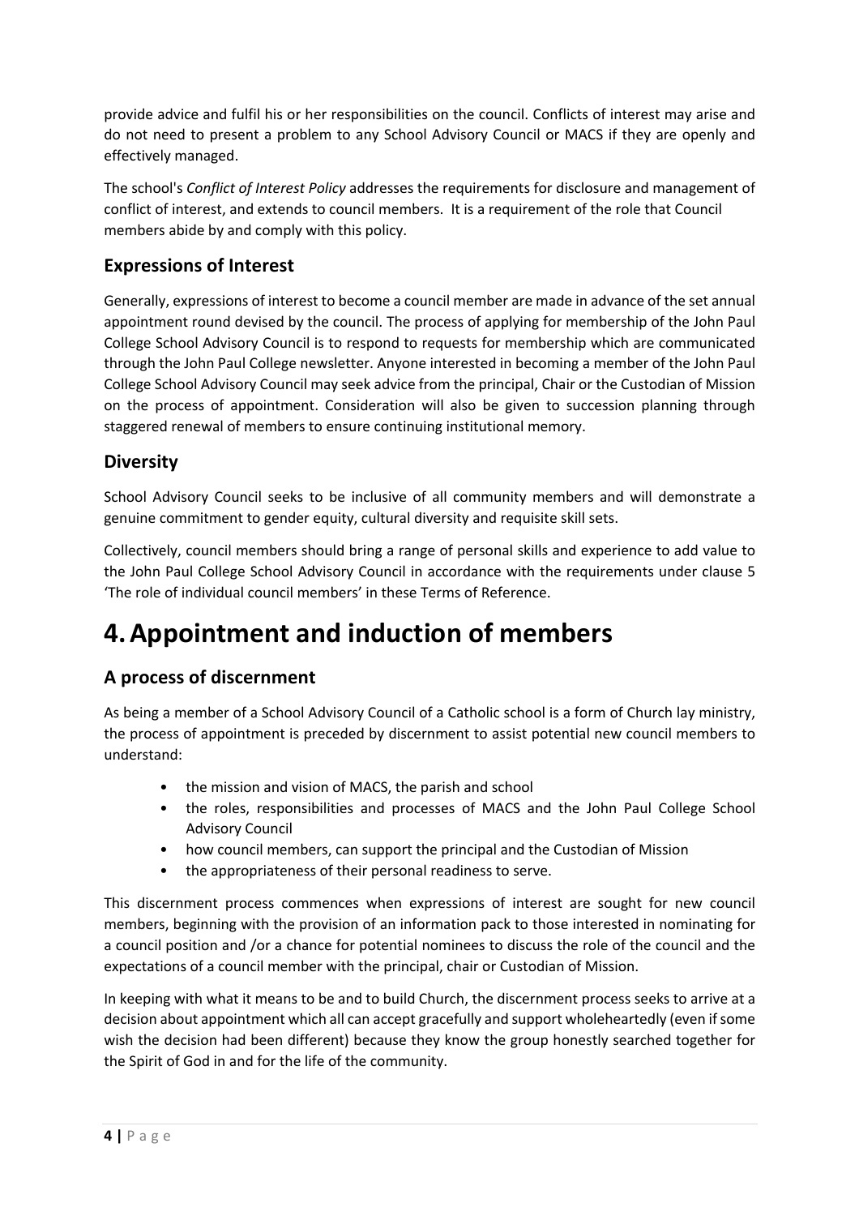provide advice and fulfil his or her responsibilities on the council. Conflicts of interest may arise and do not need to present a problem to any School Advisory Council or MACS if they are openly and effectively managed.

The school's *Conflict of Interest Policy* addresses the requirements for disclosure and management of conflict of interest, and extends to council members. It is a requirement of the role that Council members abide by and comply with this policy.

## Expressions of Interest

Generally, expressions of interest to become a council member are made in advance of the set annual appointment round devised by the council. The process of applying for membership of the John Paul College School Advisory Council is to respond to requests for membership which are communicated through the John Paul College newsletter. Anyone interested in becoming a member of the John Paul College School Advisory Council may seek advice from the principal, Chair or the Custodian of Mission on the process of appointment. Consideration will also be given to succession planning through staggered renewal of members to ensure continuing institutional memory.

## Diversity

School Advisory Council seeks to be inclusive of all community members and will demonstrate a genuine commitment to gender equity, cultural diversity and requisite skill sets.

Collectively, council members should bring a range of personal skills and experience to add value to the John Paul College School Advisory Council in accordance with the requirements under clause 5 'The role of individual council members' in these Terms of Reference.

# 4. Appointment and induction of members

## A process of discernment

As being a member of a School Advisory Council of a Catholic school is a form of Church lay ministry, the process of appointment is preceded by discernment to assist potential new council members to understand:

- the mission and vision of MACS, the parish and school
- the roles, responsibilities and processes of MACS and the John Paul College School Advisory Council
- how council members, can support the principal and the Custodian of Mission
- the appropriateness of their personal readiness to serve.

This discernment process commences when expressions of interest are sought for new council members, beginning with the provision of an information pack to those interested in nominating for a council position and /or a chance for potential nominees to discuss the role of the council and the expectations of a council member with the principal, chair or Custodian of Mission.

In keeping with what it means to be and to build Church, the discernment process seeks to arrive at a decision about appointment which all can accept gracefully and support wholeheartedly (even if some wish the decision had been different) because they know the group honestly searched together for the Spirit of God in and for the life of the community.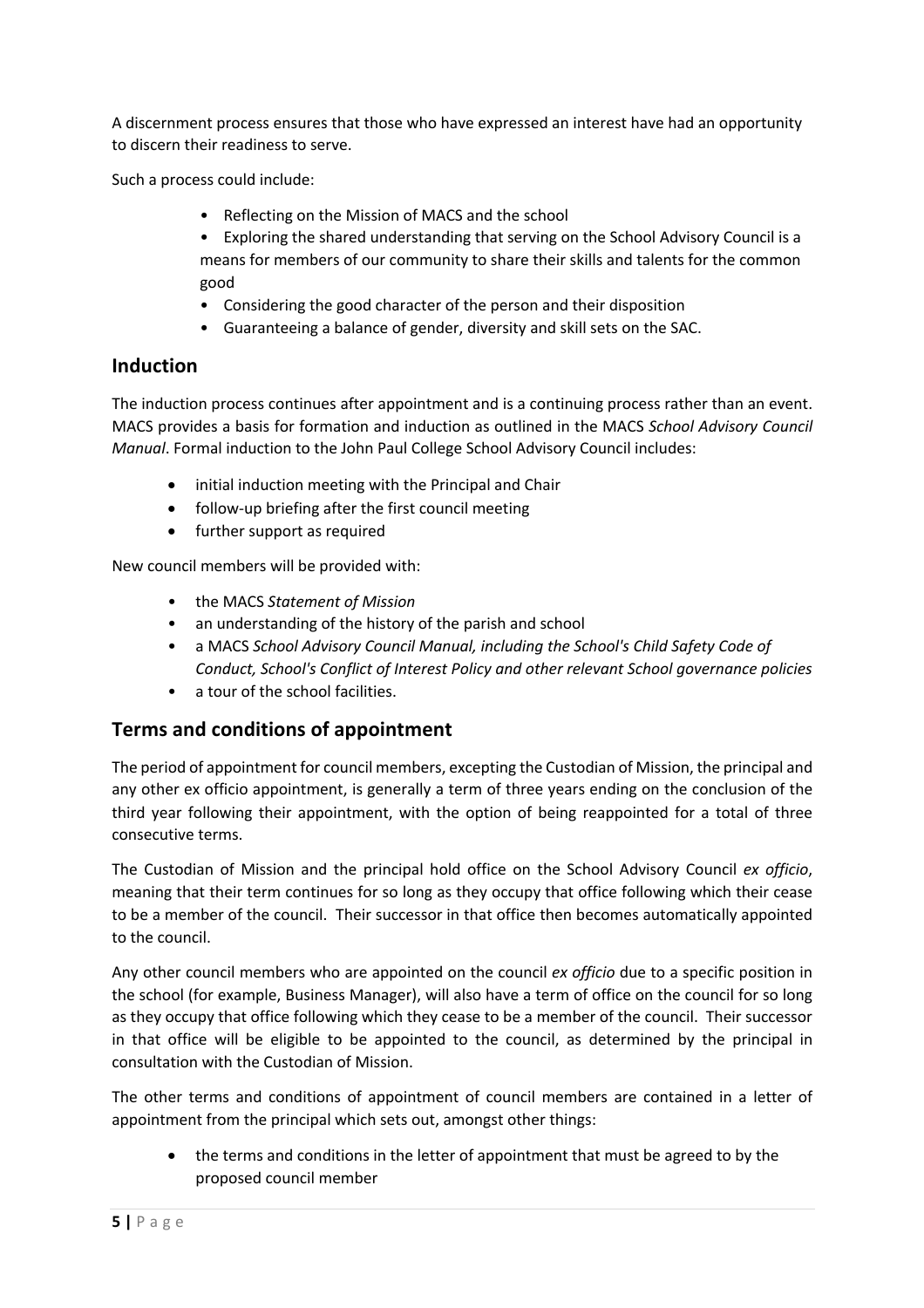A discernment process ensures that those who have expressed an interest have had an opportunity to discern their readiness to serve.

Such a process could include:

- Reflecting on the Mission of MACS and the school
- Exploring the shared understanding that serving on the School Advisory Council is a means for members of our community to share their skills and talents for the common good
- Considering the good character of the person and their disposition
- Guaranteeing a balance of gender, diversity and skill sets on the SAC.

## Induction

The induction process continues after appointment and is a continuing process rather than an event. MACS provides a basis for formation and induction as outlined in the MACS *School Advisory Council Manual*. Formal induction to the John Paul College School Advisory Council includes:

- initial induction meeting with the Principal and Chair
- follow-up briefing after the first council meeting
- further support as required

New council members will be provided with:

- the MACS *Statement of Mission*
- an understanding of the history of the parish and school
- a MACS *School Advisory Council Manual, including the School's Child Safety Code of Conduct, School's Conflict of Interest Policy and other relevant School governance policies*
- a tour of the school facilities.

## Terms and conditions of appointment

The period of appointment for council members, excepting the Custodian of Mission, the principal and any other ex officio appointment, is generally a term of three years ending on the conclusion of the third year following their appointment, with the option of being reappointed for a total of three consecutive terms.

The Custodian of Mission and the principal hold office on the School Advisory Council *ex officio*, meaning that their term continues for so long as they occupy that office following which their cease to be a member of the council. Their successor in that office then becomes automatically appointed to the council.

Any other council members who are appointed on the council *ex officio* due to a specific position in the school (for example, Business Manager), will also have a term of office on the council for so long as they occupy that office following which they cease to be a member of the council. Their successor in that office will be eligible to be appointed to the council, as determined by the principal in consultation with the Custodian of Mission.

The other terms and conditions of appointment of council members are contained in a letter of appointment from the principal which sets out, amongst other things:

- the terms and conditions in the letter of appointment that must be agreed to by the proposed council member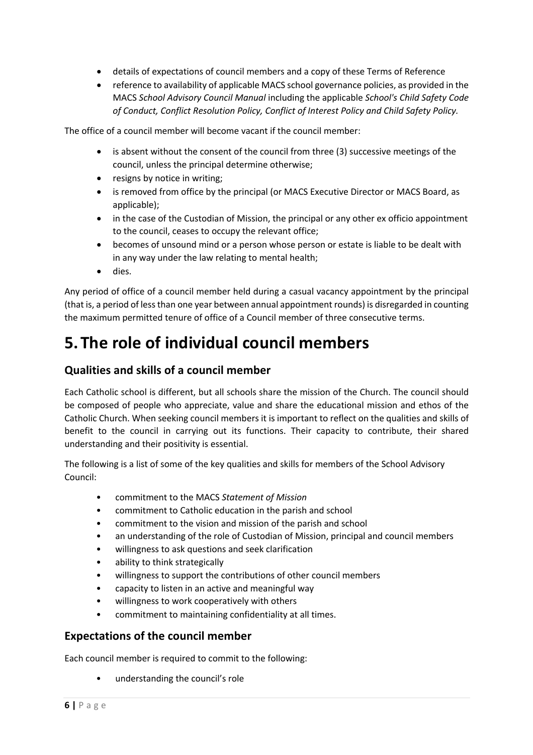- details of expectations of council members and a copy of these Terms of Reference
- reference to availability of applicable MACS school governance policies, as provided in the MACS *School Advisory Council Manual* including the applicable *School's Child Safety Code of Conduct, Conflict Resolution Policy, Conflict of Interest Policy and Child Safety Policy.*

The office of a council member will become vacant if the council member:

- is absent without the consent of the council from three (3) successive meetings of the council, unless the principal determine otherwise;
- resigns by notice in writing;
- is removed from office by the principal (or MACS Executive Director or MACS Board, as applicable);
- in the case of the Custodian of Mission, the principal or any other ex officio appointment to the council, ceases to occupy the relevant office;
- becomes of unsound mind or a person whose person or estate is liable to be dealt with in any way under the law relating to mental health;
- dies.

Any period of office of a council member held during a casual vacancy appointment by the principal (that is, a period of less than one year between annual appointment rounds) is disregarded in counting the maximum permitted tenure of office of a Council member of three consecutive terms.

# 5. The role of individual council members

## Qualities and skills of a council member

Each Catholic school is different, but all schools share the mission of the Church. The council should be composed of people who appreciate, value and share the educational mission and ethos of the Catholic Church. When seeking council members it is important to reflect on the qualities and skills of benefit to the council in carrying out its functions. Their capacity to contribute, their shared understanding and their positivity is essential.

The following is a list of some of the key qualities and skills for members of the School Advisory Council:

- commitment to the MACS *Statement of Mission*
- commitment to Catholic education in the parish and school
- commitment to the vision and mission of the parish and school
- an understanding of the role of Custodian of Mission, principal and council members
- willingness to ask questions and seek clarification
- ability to think strategically
- willingness to support the contributions of other council members
- capacity to listen in an active and meaningful way
- willingness to work cooperatively with others
- commitment to maintaining confidentiality at all times.

## Expectations of the council member

Each council member is required to commit to the following:

- understanding the council's role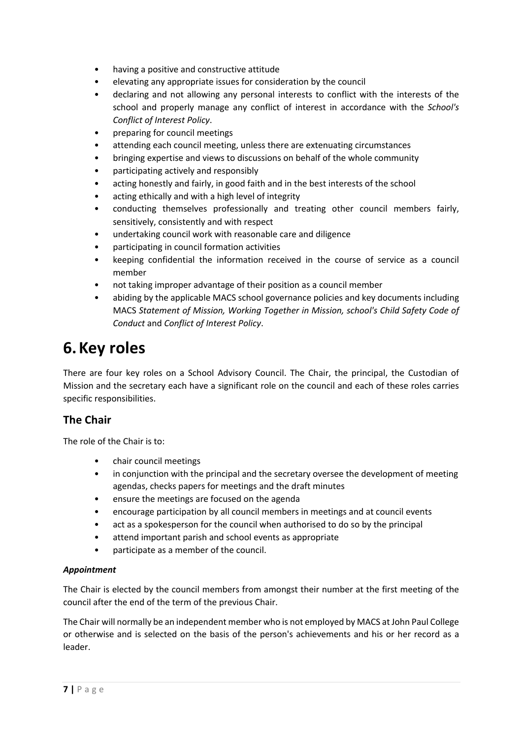- having a positive and constructive attitude
- elevating any appropriate issues for consideration by the council
- declaring and not allowing any personal interests to conflict with the interests of the school and properly manage any conflict of interest in accordance with the *School's Conflict of Interest Policy*.
- preparing for council meetings
- attending each council meeting, unless there are extenuating circumstances
- bringing expertise and views to discussions on behalf of the whole community
- participating actively and responsibly
- acting honestly and fairly, in good faith and in the best interests of the school
- acting ethically and with a high level of integrity
- conducting themselves professionally and treating other council members fairly, sensitively, consistently and with respect
- undertaking council work with reasonable care and diligence
- participating in council formation activities
- keeping confidential the information received in the course of service as a council member
- not taking improper advantage of their position as a council member
- abiding by the applicable MACS school governance policies and key documents including MACS *Statement of Mission, Working Together in Mission, school's Child Safety Code of Conduct* and *Conflict of Interest Policy*.

# 6. Key roles

There are four key roles on a School Advisory Council. The Chair, the principal, the Custodian of Mission and the secretary each have a significant role on the council and each of these roles carries specific responsibilities.

## The Chair

The role of the Chair is to:

- chair council meetings
- in conjunction with the principal and the secretary oversee the development of meeting agendas, checks papers for meetings and the draft minutes
- ensure the meetings are focused on the agenda
- encourage participation by all council members in meetings and at council events
- act as a spokesperson for the council when authorised to do so by the principal
- attend important parish and school events as appropriate
- participate as a member of the council.

***Appointment***

The Chair is elected by the council members from amongst their number at the first meeting of the council after the end of the term of the previous Chair.

The Chair will normally be an independent member who is not employed by MACS at John Paul College or otherwise and is selected on the basis of the person's achievements and his or her record as a leader.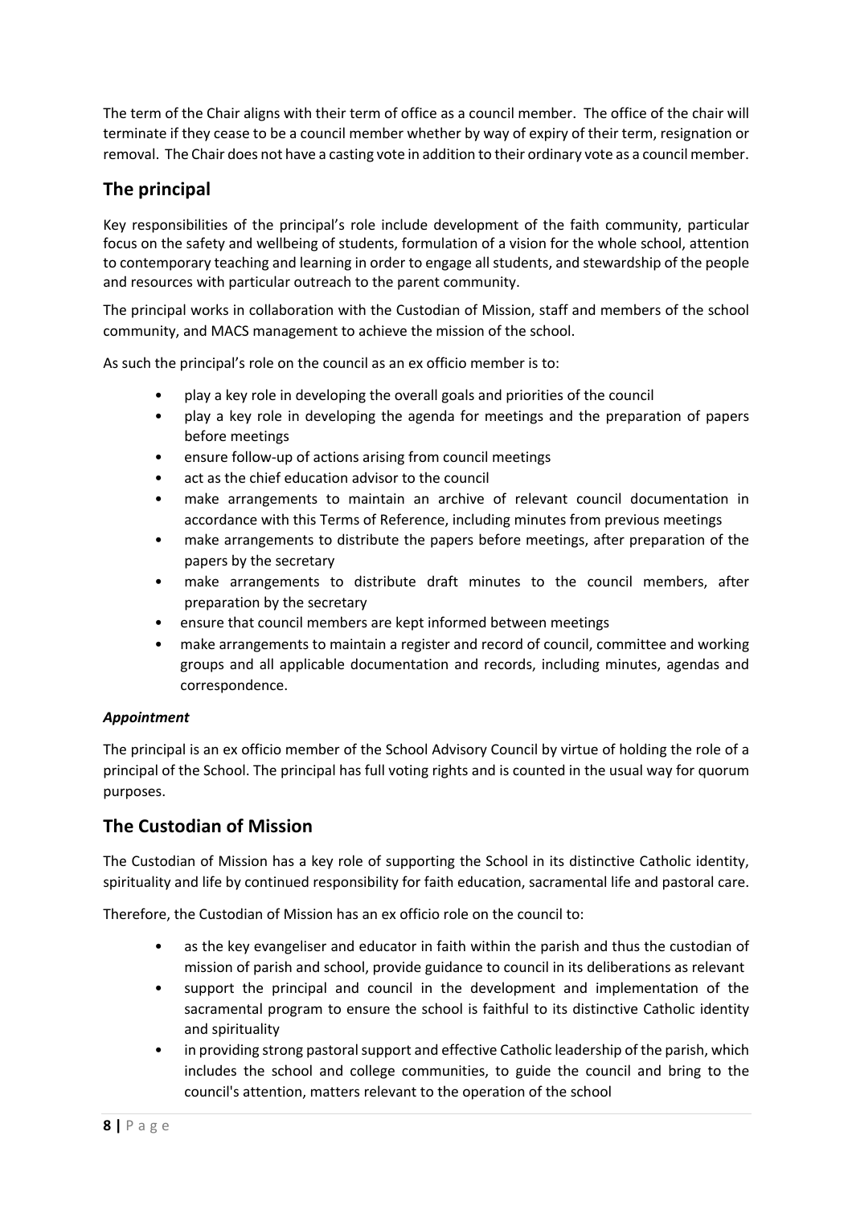The term of the Chair aligns with their term of office as a council member. The office of the chair will terminate if they cease to be a council member whether by way of expiry of their term, resignation or removal. The Chair does not have a casting vote in addition to their ordinary vote as a council member.

## The principal

Key responsibilities of the principal's role include development of the faith community, particular focus on the safety and wellbeing of students, formulation of a vision for the whole school, attention to contemporary teaching and learning in order to engage all students, and stewardship of the people and resources with particular outreach to the parent community.

The principal works in collaboration with the Custodian of Mission, staff and members of the school community, and MACS management to achieve the mission of the school.

As such the principal's role on the council as an ex officio member is to:

- play a key role in developing the overall goals and priorities of the council
- play a key role in developing the agenda for meetings and the preparation of papers before meetings
- ensure follow-up of actions arising from council meetings
- act as the chief education advisor to the council
- make arrangements to maintain an archive of relevant council documentation in accordance with this Terms of Reference, including minutes from previous meetings
- make arrangements to distribute the papers before meetings, after preparation of the papers by the secretary
- make arrangements to distribute draft minutes to the council members, after preparation by the secretary
- ensure that council members are kept informed between meetings
- make arrangements to maintain a register and record of council, committee and working groups and all applicable documentation and records, including minutes, agendas and correspondence.

***Appointment***

The principal is an ex officio member of the School Advisory Council by virtue of holding the role of a principal of the School. The principal has full voting rights and is counted in the usual way for quorum purposes.

## The Custodian of Mission

The Custodian of Mission has a key role of supporting the School in its distinctive Catholic identity, spirituality and life by continued responsibility for faith education, sacramental life and pastoral care.

Therefore, the Custodian of Mission has an ex officio role on the council to:

- as the key evangeliser and educator in faith within the parish and thus the custodian of mission of parish and school, provide guidance to council in its deliberations as relevant
- support the principal and council in the development and implementation of the sacramental program to ensure the school is faithful to its distinctive Catholic identity and spirituality
- in providing strong pastoral support and effective Catholic leadership of the parish, which includes the school and college communities, to guide the council and bring to the council's attention, matters relevant to the operation of the school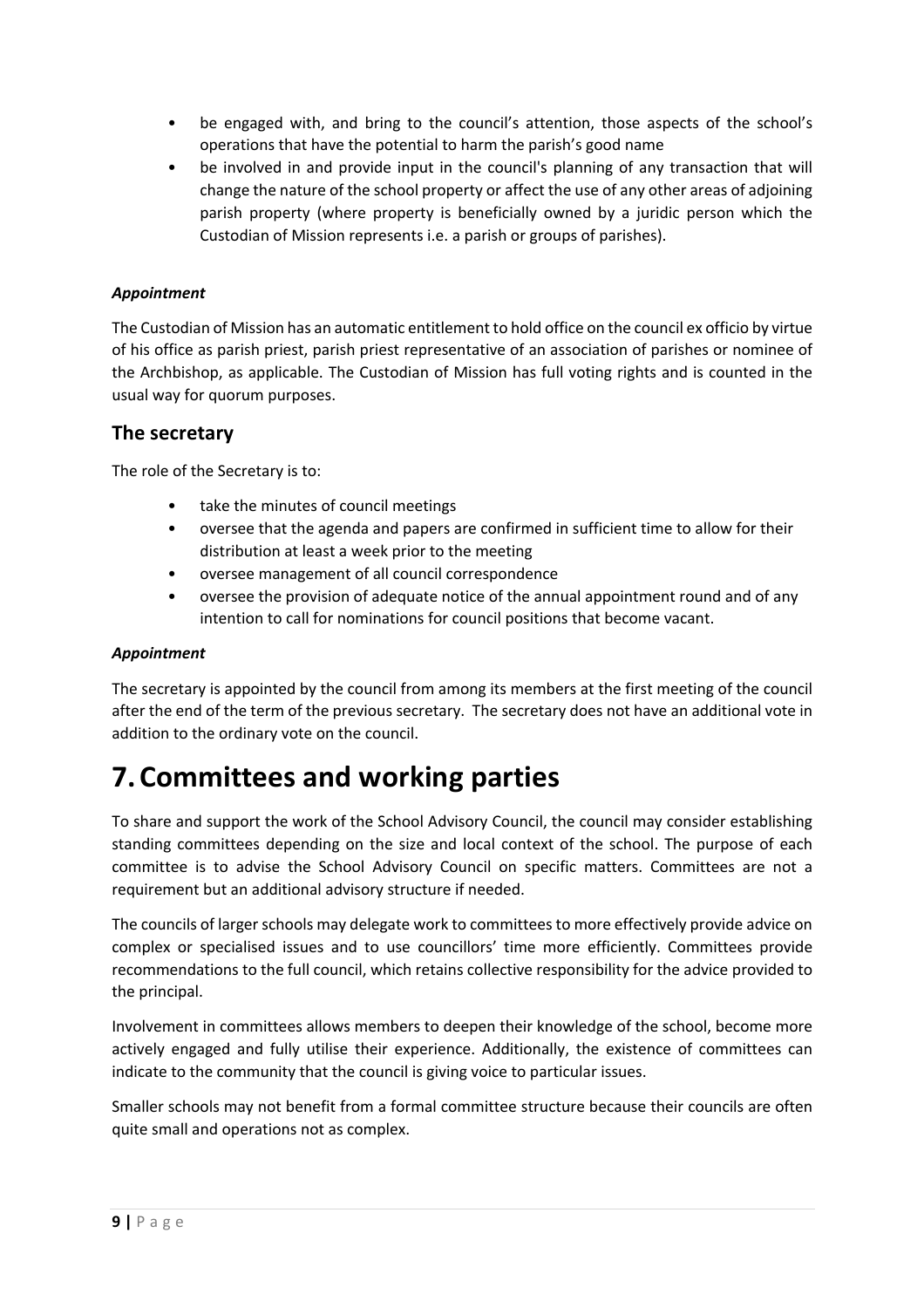- be engaged with, and bring to the council's attention, those aspects of the school's operations that have the potential to harm the parish's good name
- be involved in and provide input in the council's planning of any transaction that will change the nature of the school property or affect the use of any other areas of adjoining parish property (where property is beneficially owned by a juridic person which the Custodian of Mission represents i.e. a parish or groups of parishes).

***Appointment***

The Custodian of Mission has an automatic entitlement to hold office on the council ex officio by virtue of his office as parish priest, parish priest representative of an association of parishes or nominee of the Archbishop, as applicable. The Custodian of Mission has full voting rights and is counted in the usual way for quorum purposes.

## The secretary

The role of the Secretary is to:

- take the minutes of council meetings
- oversee that the agenda and papers are confirmed in sufficient time to allow for their distribution at least a week prior to the meeting
- oversee management of all council correspondence
- oversee the provision of adequate notice of the annual appointment round and of any intention to call for nominations for council positions that become vacant.

***Appointment***

The secretary is appointed by the council from among its members at the first meeting of the council after the end of the term of the previous secretary. The secretary does not have an additional vote in addition to the ordinary vote on the council.

# 7. Committees and working parties

To share and support the work of the School Advisory Council, the council may consider establishing standing committees depending on the size and local context of the school. The purpose of each committee is to advise the School Advisory Council on specific matters. Committees are not a requirement but an additional advisory structure if needed.

The councils of larger schools may delegate work to committees to more effectively provide advice on complex or specialised issues and to use councillors' time more efficiently. Committees provide recommendations to the full council, which retains collective responsibility for the advice provided to the principal.

Involvement in committees allows members to deepen their knowledge of the school, become more actively engaged and fully utilise their experience. Additionally, the existence of committees can indicate to the community that the council is giving voice to particular issues.

Smaller schools may not benefit from a formal committee structure because their councils are often quite small and operations not as complex.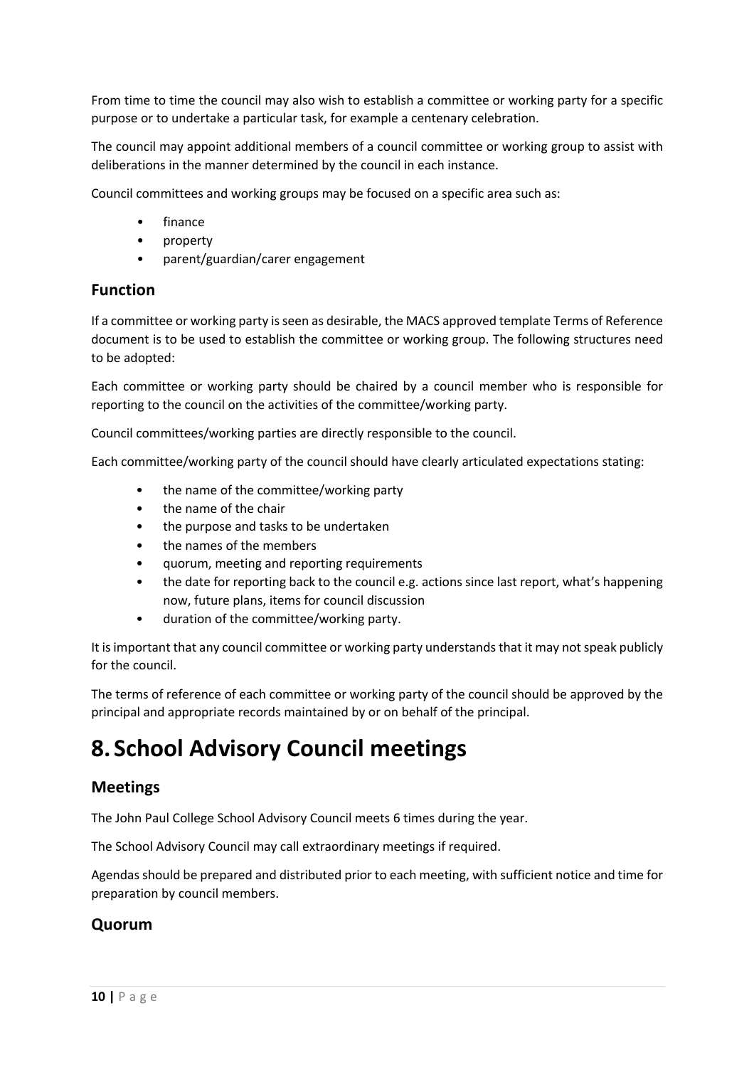From time to time the council may also wish to establish a committee or working party for a specific purpose or to undertake a particular task, for example a centenary celebration.

The council may appoint additional members of a council committee or working group to assist with deliberations in the manner determined by the council in each instance.

Council committees and working groups may be focused on a specific area such as:

- finance
- property
- parent/guardian/carer engagement

### Function

If a committee or working party is seen as desirable, the MACS approved template Terms of Reference document is to be used to establish the committee or working group. The following structures need to be adopted:

Each committee or working party should be chaired by a council member who is responsible for reporting to the council on the activities of the committee/working party.

Council committees/working parties are directly responsible to the council.

Each committee/working party of the council should have clearly articulated expectations stating:

- the name of the committee/working party
- the name of the chair
- the purpose and tasks to be undertaken
- the names of the members
- quorum, meeting and reporting requirements
- the date for reporting back to the council e.g. actions since last report, what's happening now, future plans, items for council discussion
- duration of the committee/working party.

It is important that any council committee or working party understands that it may not speak publicly for the council.

The terms of reference of each committee or working party of the council should be approved by the principal and appropriate records maintained by or on behalf of the principal.

# 8. School Advisory Council meetings

### Meetings

The John Paul College School Advisory Council meets 6 times during the year.

The School Advisory Council may call extraordinary meetings if required.

Agendas should be prepared and distributed prior to each meeting, with sufficient notice and time for preparation by council members.

### Quorum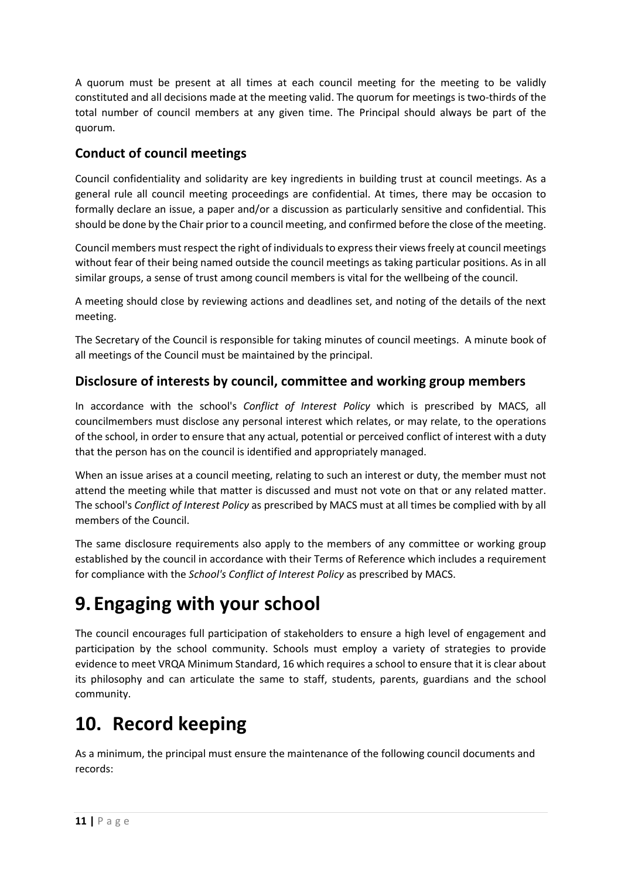A quorum must be present at all times at each council meeting for the meeting to be validly constituted and all decisions made at the meeting valid. The quorum for meetings is two-thirds of the total number of council members at any given time. The Principal should always be part of the quorum.

### Conduct of council meetings

Council confidentiality and solidarity are key ingredients in building trust at council meetings. As a general rule all council meeting proceedings are confidential. At times, there may be occasion to formally declare an issue, a paper and/or a discussion as particularly sensitive and confidential. This should be done by the Chair prior to a council meeting, and confirmed before the close of the meeting.

Council members must respect the right of individuals to express their views freely at council meetings without fear of their being named outside the council meetings as taking particular positions. As in all similar groups, a sense of trust among council members is vital for the wellbeing of the council.

A meeting should close by reviewing actions and deadlines set, and noting of the details of the next meeting.

The Secretary of the Council is responsible for taking minutes of council meetings. A minute book of all meetings of the Council must be maintained by the principal.

### Disclosure of interests by council, committee and working group members

In accordance with the school's *Conflict of Interest Policy* which is prescribed by MACS, all councilmembers must disclose any personal interest which relates, or may relate, to the operations of the school, in order to ensure that any actual, potential or perceived conflict of interest with a duty that the person has on the council is identified and appropriately managed.

When an issue arises at a council meeting, relating to such an interest or duty, the member must not attend the meeting while that matter is discussed and must not vote on that or any related matter. The school's *Conflict of Interest Policy* as prescribed by MACS must at all times be complied with by all members of the Council.

The same disclosure requirements also apply to the members of any committee or working group established by the council in accordance with their Terms of Reference which includes a requirement for compliance with the *School's Conflict of Interest Policy* as prescribed by MACS.

# 9. Engaging with your school

The council encourages full participation of stakeholders to ensure a high level of engagement and participation by the school community. Schools must employ a variety of strategies to provide evidence to meet VRQA Minimum Standard, 16 which requires a school to ensure that it is clear about its philosophy and can articulate the same to staff, students, parents, guardians and the school community.

# 10. Record keeping

As a minimum, the principal must ensure the maintenance of the following council documents and records: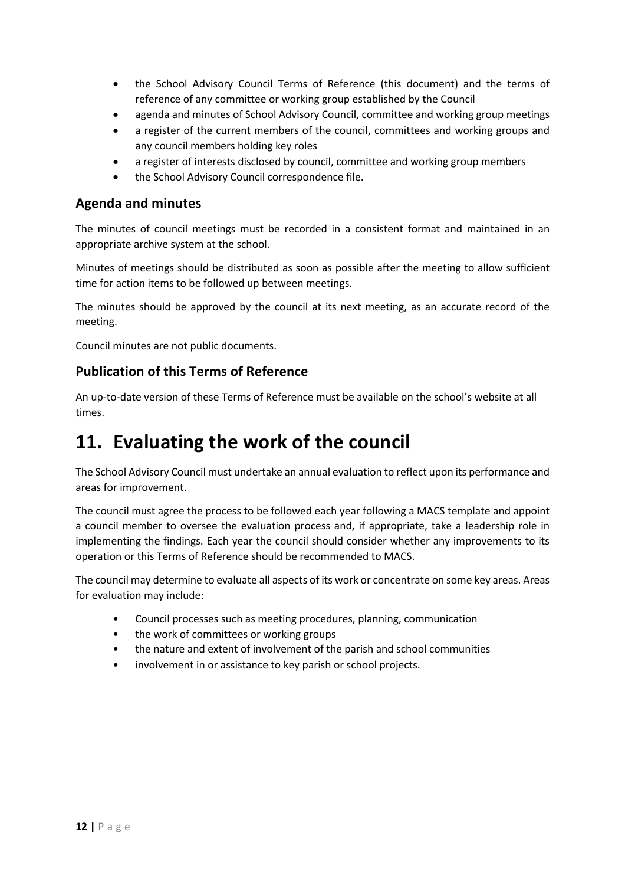- the School Advisory Council Terms of Reference (this document) and the terms of reference of any committee or working group established by the Council
- agenda and minutes of School Advisory Council, committee and working group meetings
- a register of the current members of the council, committees and working groups and any council members holding key roles
- a register of interests disclosed by council, committee and working group members
- the School Advisory Council correspondence file.

### Agenda and minutes

The minutes of council meetings must be recorded in a consistent format and maintained in an appropriate archive system at the school.

Minutes of meetings should be distributed as soon as possible after the meeting to allow sufficient time for action items to be followed up between meetings.

The minutes should be approved by the council at its next meeting, as an accurate record of the meeting.

Council minutes are not public documents.

### Publication of this Terms of Reference

An up-to-date version of these Terms of Reference must be available on the school's website at all times.

# 11. Evaluating the work of the council

The School Advisory Council must undertake an annual evaluation to reflect upon its performance and areas for improvement.

The council must agree the process to be followed each year following a MACS template and appoint a council member to oversee the evaluation process and, if appropriate, take a leadership role in implementing the findings. Each year the council should consider whether any improvements to its operation or this Terms of Reference should be recommended to MACS.

The council may determine to evaluate all aspects of its work or concentrate on some key areas. Areas for evaluation may include:

- Council processes such as meeting procedures, planning, communication
- the work of committees or working groups
- the nature and extent of involvement of the parish and school communities
- involvement in or assistance to key parish or school projects.